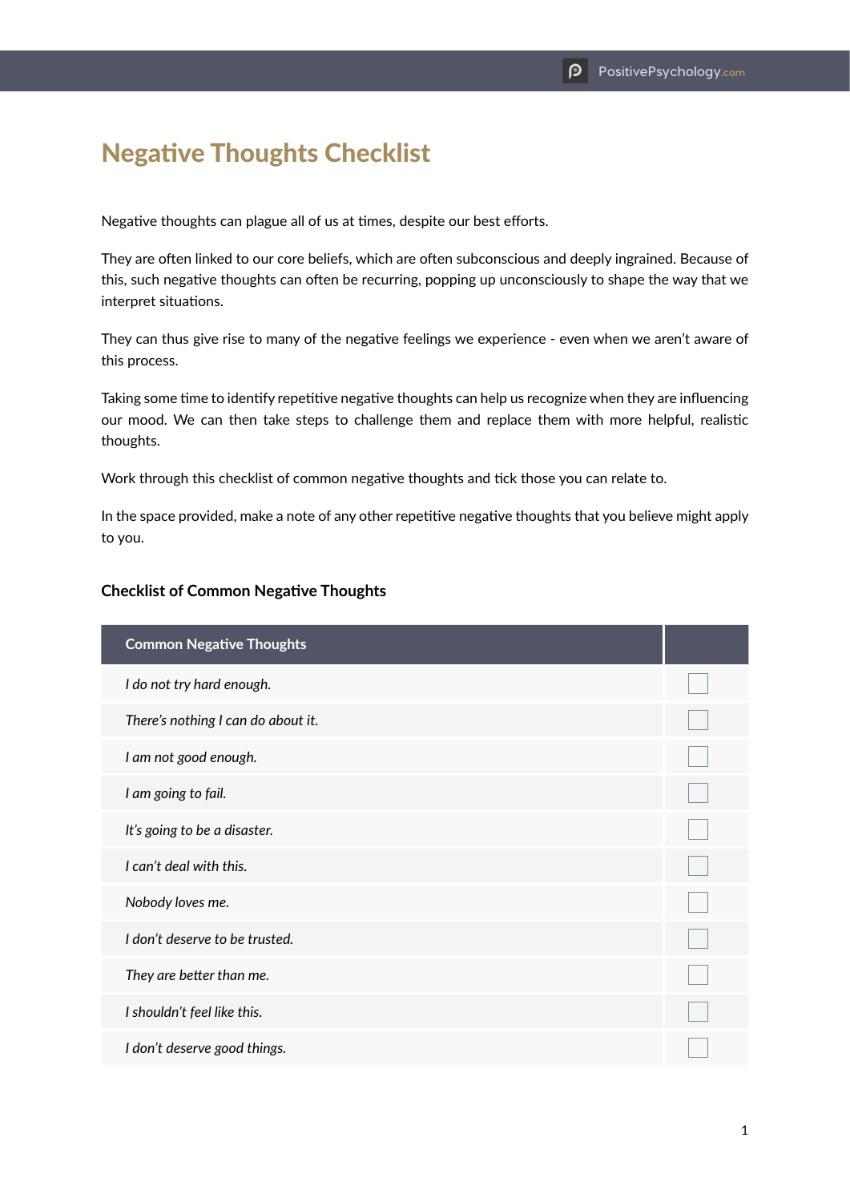# Negative Thoughts Checklist

Negative thoughts can plague all of us at times, despite our best efforts.

They are often linked to our core beliefs, which are often subconscious and deeply ingrained. Because of this, such negative thoughts can often be recurring, popping up unconsciously to shape the way that we interpret situations.

They can thus give rise to many of the negative feelings we experience - even when we aren't aware of this process.

Taking some time to identify repetitive negative thoughts can help us recognize when they are influencing our mood. We can then take steps to challenge them and replace them with more helpful, realistic thoughts.

Work through this checklist of common negative thoughts and tick those you can relate to.

In the space provided, make a note of any other repetitive negative thoughts that you believe might apply to you.

### Checklist of Common Negative Thoughts

| Common Negative Thoughts | |
|---|---|
| *I do not try hard enough.* | ☐ |
| *There's nothing I can do about it.* | ☐ |
| *I am not good enough.* | ☐ |
| *I am going to fail.* | ☐ |
| *It's going to be a disaster.* | ☐ |
| *I can't deal with this.* | ☐ |
| *Nobody loves me.* | ☐ |
| *I don't deserve to be trusted.* | ☐ |
| *They are better than me.* | ☐ |
| *I shouldn't feel like this.* | ☐ |
| *I don't deserve good things.* | ☐ |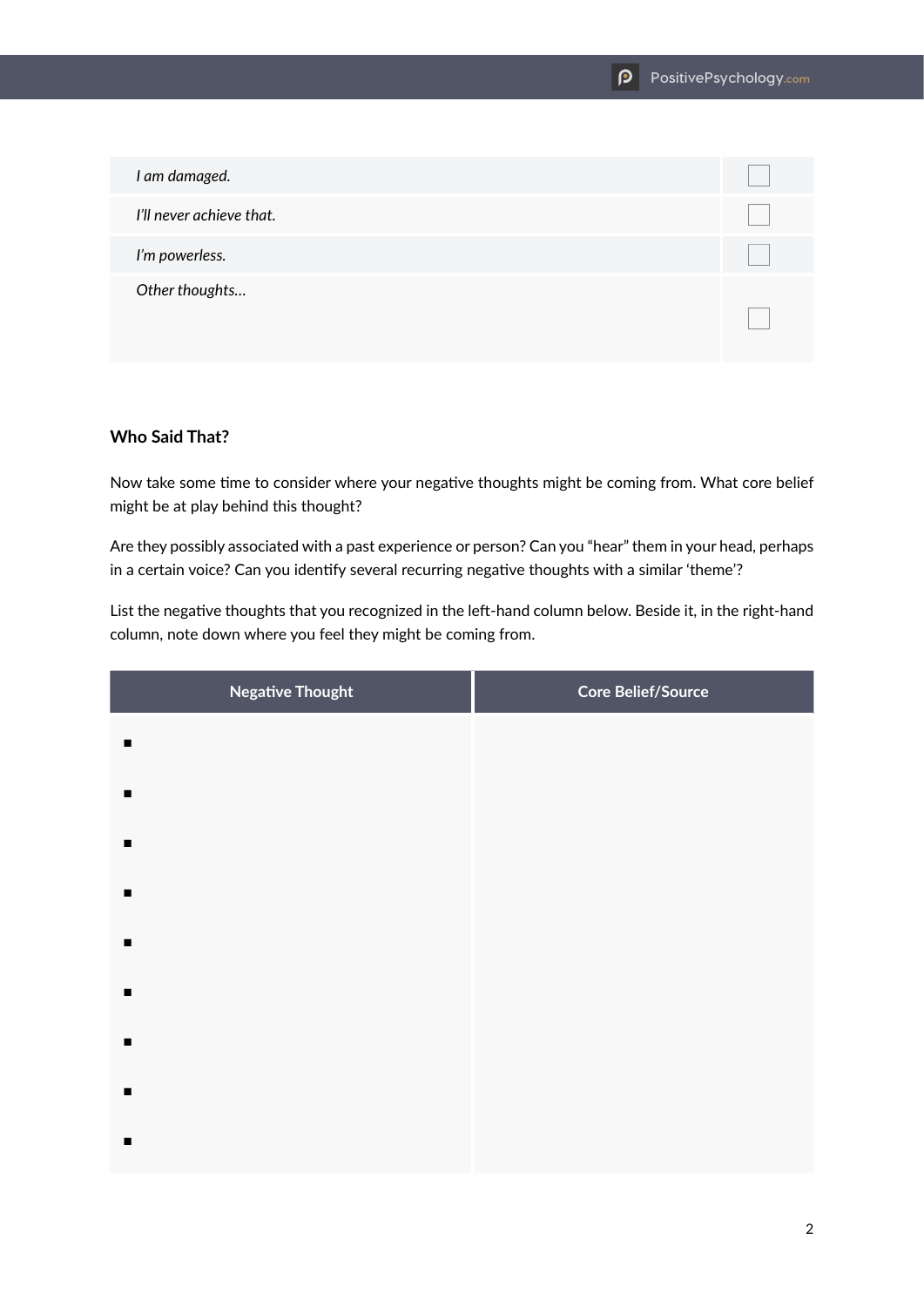| | |
|---|---|
| *I am damaged.* | ☐ |
| *I'll never achieve that.* | ☐ |
| *I'm powerless.* | ☐ |
| *Other thoughts…* | ☐ |

## Who Said That?

Now take some time to consider where your negative thoughts might be coming from. What core belief might be at play behind this thought?

Are they possibly associated with a past experience or person? Can you "hear" them in your head, perhaps in a certain voice? Can you identify several recurring negative thoughts with a similar 'theme'?

List the negative thoughts that you recognized in the left-hand column below. Beside it, in the right-hand column, note down where you feel they might be coming from.

| Negative Thought | Core Belief/Source |
|---|---|
| ▪ | |
| ▪ | |
| ▪ | |
| ▪ | |
| ▪ | |
| ▪ | |
| ▪ | |
| ▪ | |
| ▪ | |